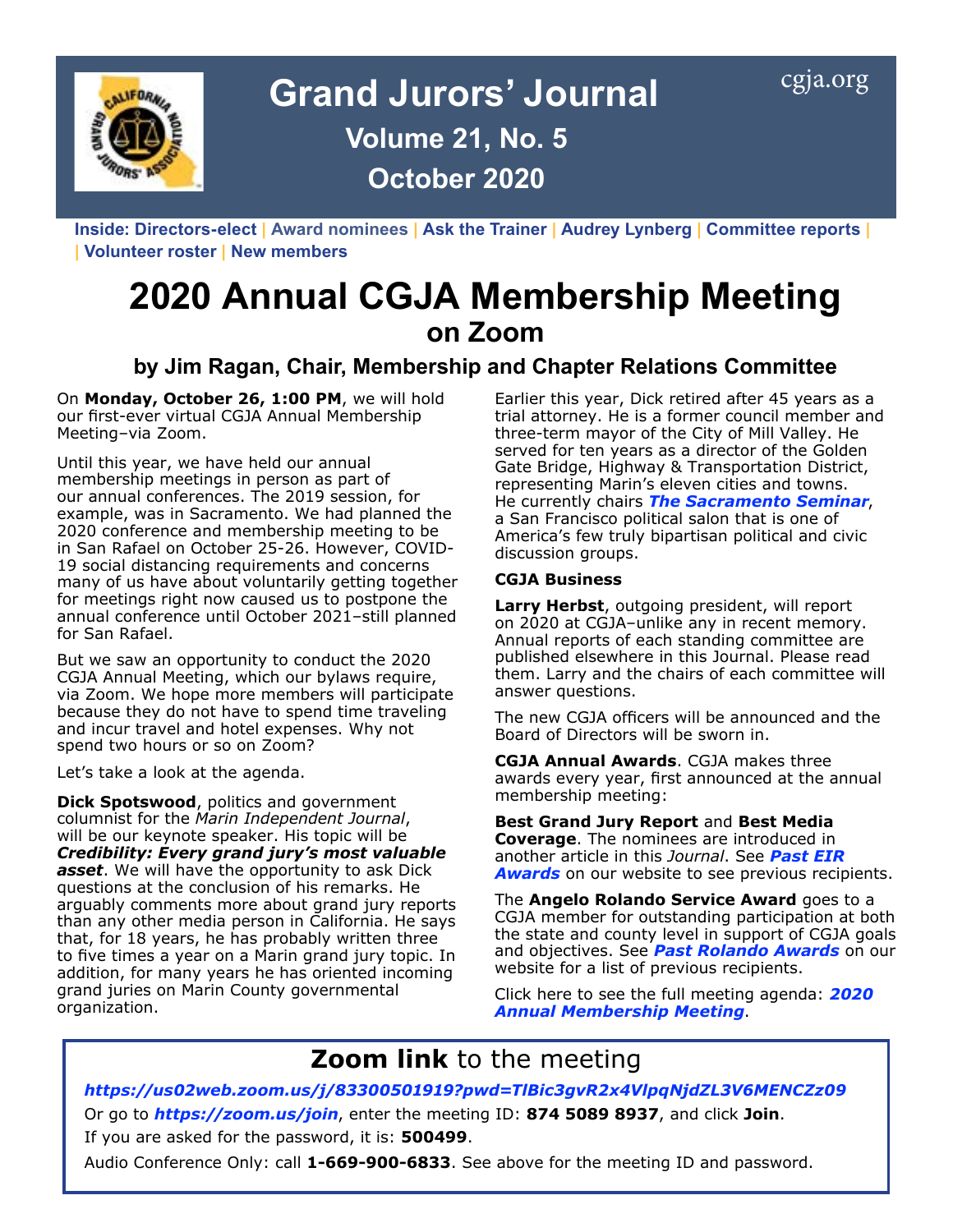# Grand Jurors' Journal

cgja.org

**Volume 21, No. 5**

**October 2020**

**Inside:** Directors-elect | Award nominees | Ask the Trainer | Audrey Lynberg | Committee reports | | Volunteer roster | New members

# 2020 Annual CGJA Membership Meeting on Zoom

### by Jim Ragan, Chair, Membership and Chapter Relations Committee

On **Monday, October 26, 1:00 PM**, we will hold our first-ever virtual CGJA Annual Membership Meeting–via Zoom.

Until this year, we have held our annual membership meetings in person as part of our annual conferences. The 2019 session, for example, was in Sacramento. We had planned the 2020 conference and membership meeting to be in San Rafael on October 25-26. However, COVID-19 social distancing requirements and concerns many of us have about voluntarily getting together for meetings right now caused us to postpone the annual conference until October 2021–still planned for San Rafael.

But we saw an opportunity to conduct the 2020 CGJA Annual Meeting, which our bylaws require, via Zoom. We hope more members will participate because they do not have to spend time traveling and incur travel and hotel expenses. Why not spend two hours or so on Zoom?

Let's take a look at the agenda.

**Dick Spotswood**, politics and government columnist for the *Marin Independent Journal*, will be our keynote speaker. His topic will be ***Credibility: Every grand jury's most valuable asset***. We will have the opportunity to ask Dick questions at the conclusion of his remarks. He arguably comments more about grand jury reports than any other media person in California. He says that, for 18 years, he has probably written three to five times a year on a Marin grand jury topic. In addition, for many years he has oriented incoming grand juries on Marin County governmental organization.

Earlier this year, Dick retired after 45 years as a trial attorney. He is a former council member and three-term mayor of the City of Mill Valley. He served for ten years as a director of the Golden Gate Bridge, Highway & Transportation District, representing Marin's eleven cities and towns. He currently chairs ***The Sacramento Seminar***, a San Francisco political salon that is one of America's few truly bipartisan political and civic discussion groups.

**CGJA Business**

**Larry Herbst**, outgoing president, will report on 2020 at CGJA–unlike any in recent memory. Annual reports of each standing committee are published elsewhere in this Journal. Please read them. Larry and the chairs of each committee will answer questions.

The new CGJA officers will be announced and the Board of Directors will be sworn in.

**CGJA Annual Awards**. CGJA makes three awards every year, first announced at the annual membership meeting:

**Best Grand Jury Report** and **Best Media Coverage**. The nominees are introduced in another article in this *Journal*. See ***Past EIR Awards*** on our website to see previous recipients.

The **Angelo Rolando Service Award** goes to a CGJA member for outstanding participation at both the state and county level in support of CGJA goals and objectives. See ***Past Rolando Awards*** on our website for a list of previous recipients.

Click here to see the full meeting agenda: ***2020 Annual Membership Meeting***.

## **Zoom link** to the meeting

***https://us02web.zoom.us/j/83300501919?pwd=TlBic3gvR2x4VlpqNjdZL3V6MENCZz09***

Or go to ***https://zoom.us/join***, enter the meeting ID: **874 5089 8937**, and click **Join**.

If you are asked for the password, it is: **500499**.

Audio Conference Only: call **1-669-900-6833**. See above for the meeting ID and password.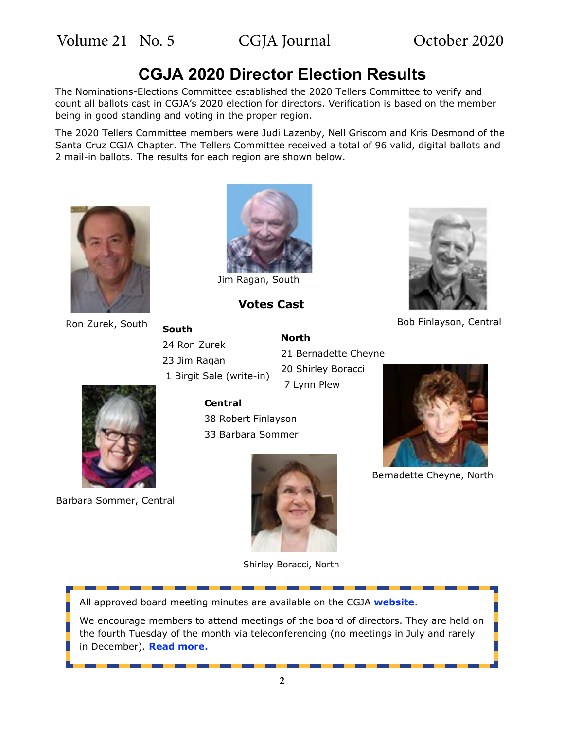# CGJA 2020 Director Election Results

The Nominations-Elections Committee established the 2020 Tellers Committee to verify and count all ballots cast in CGJA's 2020 election for directors. Verification is based on the member being in good standing and voting in the proper region.

The 2020 Tellers Committee members were Judi Lazenby, Nell Griscom and Kris Desmond of the Santa Cruz CGJA Chapter. The Tellers Committee received a total of 96 valid, digital ballots and 2 mail-in ballots. The results for each region are shown below.

Ron Zurek, South

Jim Ragan, South

Bob Finlayson, Central

## Votes Cast

**South**

24 Ron Zurek
23 Jim Ragan
1 Birgit Sale (write-in)

**North**

21 Bernadette Cheyne
20 Shirley Boracci
7 Lynn Plew

**Central**

38 Robert Finlayson
33 Barbara Sommer

Barbara Sommer, Central

Bernadette Cheyne, North

Shirley Boracci, North

All approved board meeting minutes are available on the CGJA **website**.

We encourage members to attend meetings of the board of directors. They are held on the fourth Tuesday of the month via teleconferencing (no meetings in July and rarely in December). **Read more.**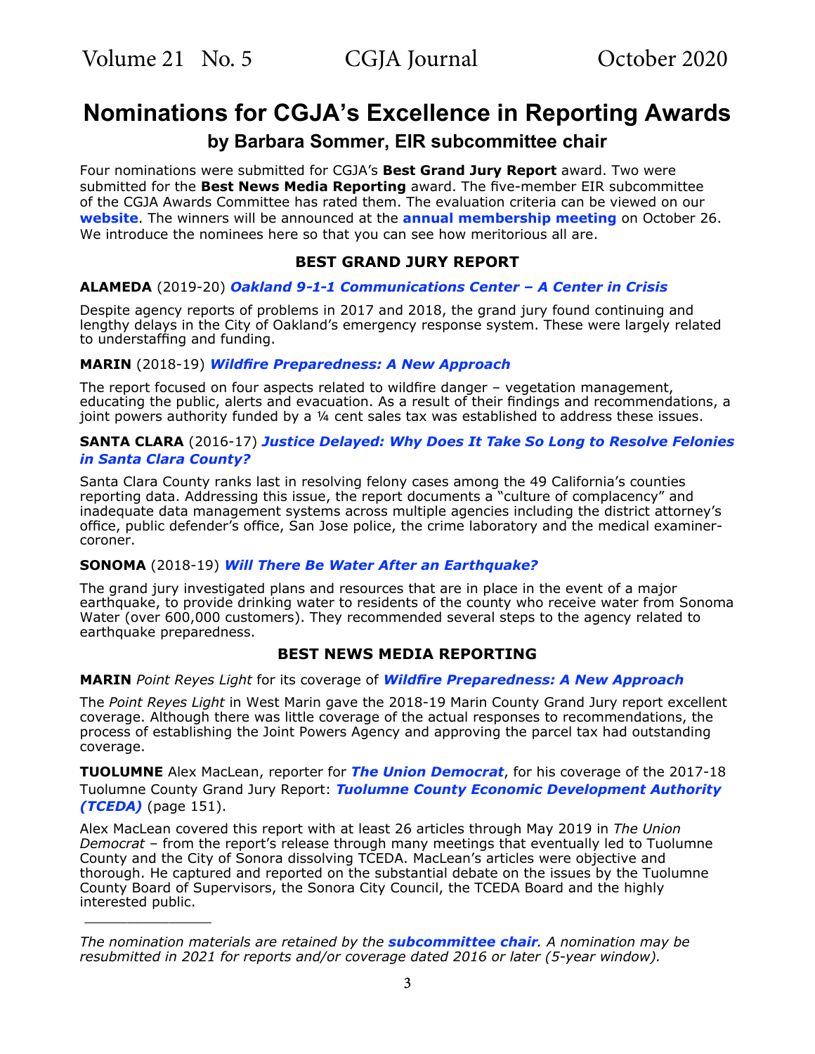# Nominations for CGJA's Excellence in Reporting Awards

## by Barbara Sommer, EIR subcommittee chair

Four nominations were submitted for CGJA's **Best Grand Jury Report** award. Two were submitted for the **Best News Media Reporting** award. The five-member EIR subcommittee of the CGJA Awards Committee has rated them. The evaluation criteria can be viewed on our **website**. The winners will be announced at the **annual membership meeting** on October 26. We introduce the nominees here so that you can see how meritorious all are.

### BEST GRAND JURY REPORT

**ALAMEDA** (2019-20) ***Oakland 9-1-1 Communications Center – A Center in Crisis***

Despite agency reports of problems in 2017 and 2018, the grand jury found continuing and lengthy delays in the City of Oakland's emergency response system. These were largely related to understaffing and funding.

**MARIN** (2018-19) ***Wildfire Preparedness: A New Approach***

The report focused on four aspects related to wildfire danger – vegetation management, educating the public, alerts and evacuation. As a result of their findings and recommendations, a joint powers authority funded by a ¼ cent sales tax was established to address these issues.

**SANTA CLARA** (2016-17) ***Justice Delayed: Why Does It Take So Long to Resolve Felonies in Santa Clara County?***

Santa Clara County ranks last in resolving felony cases among the 49 California's counties reporting data. Addressing this issue, the report documents a "culture of complacency" and inadequate data management systems across multiple agencies including the district attorney's office, public defender's office, San Jose police, the crime laboratory and the medical examiner-coroner.

**SONOMA** (2018-19) ***Will There Be Water After an Earthquake?***

The grand jury investigated plans and resources that are in place in the event of a major earthquake, to provide drinking water to residents of the county who receive water from Sonoma Water (over 600,000 customers). They recommended several steps to the agency related to earthquake preparedness.

### BEST NEWS MEDIA REPORTING

**MARIN** *Point Reyes Light* for its coverage of ***Wildfire Preparedness: A New Approach***

The *Point Reyes Light* in West Marin gave the 2018-19 Marin County Grand Jury report excellent coverage. Although there was little coverage of the actual responses to recommendations, the process of establishing the Joint Powers Agency and approving the parcel tax had outstanding coverage.

**TUOLUMNE** Alex MacLean, reporter for ***The Union Democrat***, for his coverage of the 2017-18 Tuolumne County Grand Jury Report: ***Tuolumne County Economic Development Authority (TCEDA)*** (page 151).

Alex MacLean covered this report with at least 26 articles through May 2019 in *The Union Democrat* – from the report's release through many meetings that eventually led to Tuolumne County and the City of Sonora dissolving TCEDA. MacLean's articles were objective and thorough. He captured and reported on the substantial debate on the issues by the Tuolumne County Board of Supervisors, the Sonora City Council, the TCEDA Board and the highly interested public.

---

*The nomination materials are retained by the* ***subcommittee chair****. A nomination may be resubmitted in 2021 for reports and/or coverage dated 2016 or later (5-year window).*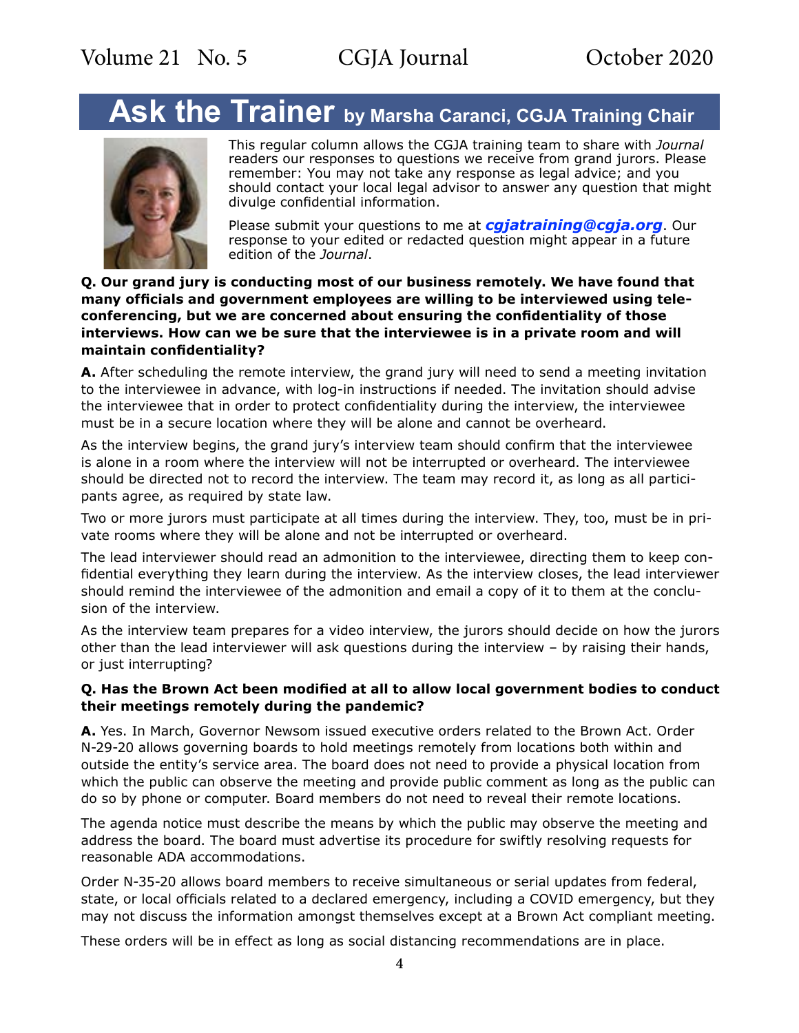# Ask the Trainer by Marsha Caranci, CGJA Training Chair

This regular column allows the CGJA training team to share with *Journal* readers our responses to questions we receive from grand jurors. Please remember: You may not take any response as legal advice; and you should contact your local legal advisor to answer any question that might divulge confidential information.

Please submit your questions to me at ***cgjatraining@cgja.org***. Our response to your edited or redacted question might appear in a future edition of the *Journal*.

**Q. Our grand jury is conducting most of our business remotely. We have found that many officials and government employees are willing to be interviewed using teleconferencing, but we are concerned about ensuring the confidentiality of those interviews. How can we be sure that the interviewee is in a private room and will maintain confidentiality?**

**A.** After scheduling the remote interview, the grand jury will need to send a meeting invitation to the interviewee in advance, with log-in instructions if needed. The invitation should advise the interviewee that in order to protect confidentiality during the interview, the interviewee must be in a secure location where they will be alone and cannot be overheard.

As the interview begins, the grand jury's interview team should confirm that the interviewee is alone in a room where the interview will not be interrupted or overheard. The interviewee should be directed not to record the interview. The team may record it, as long as all participants agree, as required by state law.

Two or more jurors must participate at all times during the interview. They, too, must be in private rooms where they will be alone and not be interrupted or overheard.

The lead interviewer should read an admonition to the interviewee, directing them to keep confidential everything they learn during the interview. As the interview closes, the lead interviewer should remind the interviewee of the admonition and email a copy of it to them at the conclusion of the interview.

As the interview team prepares for a video interview, the jurors should decide on how the jurors other than the lead interviewer will ask questions during the interview – by raising their hands, or just interrupting?

**Q. Has the Brown Act been modified at all to allow local government bodies to conduct their meetings remotely during the pandemic?**

**A.** Yes. In March, Governor Newsom issued executive orders related to the Brown Act. Order N-29-20 allows governing boards to hold meetings remotely from locations both within and outside the entity's service area. The board does not need to provide a physical location from which the public can observe the meeting and provide public comment as long as the public can do so by phone or computer. Board members do not need to reveal their remote locations.

The agenda notice must describe the means by which the public may observe the meeting and address the board. The board must advertise its procedure for swiftly resolving requests for reasonable ADA accommodations.

Order N-35-20 allows board members to receive simultaneous or serial updates from federal, state, or local officials related to a declared emergency, including a COVID emergency, but they may not discuss the information amongst themselves except at a Brown Act compliant meeting.

These orders will be in effect as long as social distancing recommendations are in place.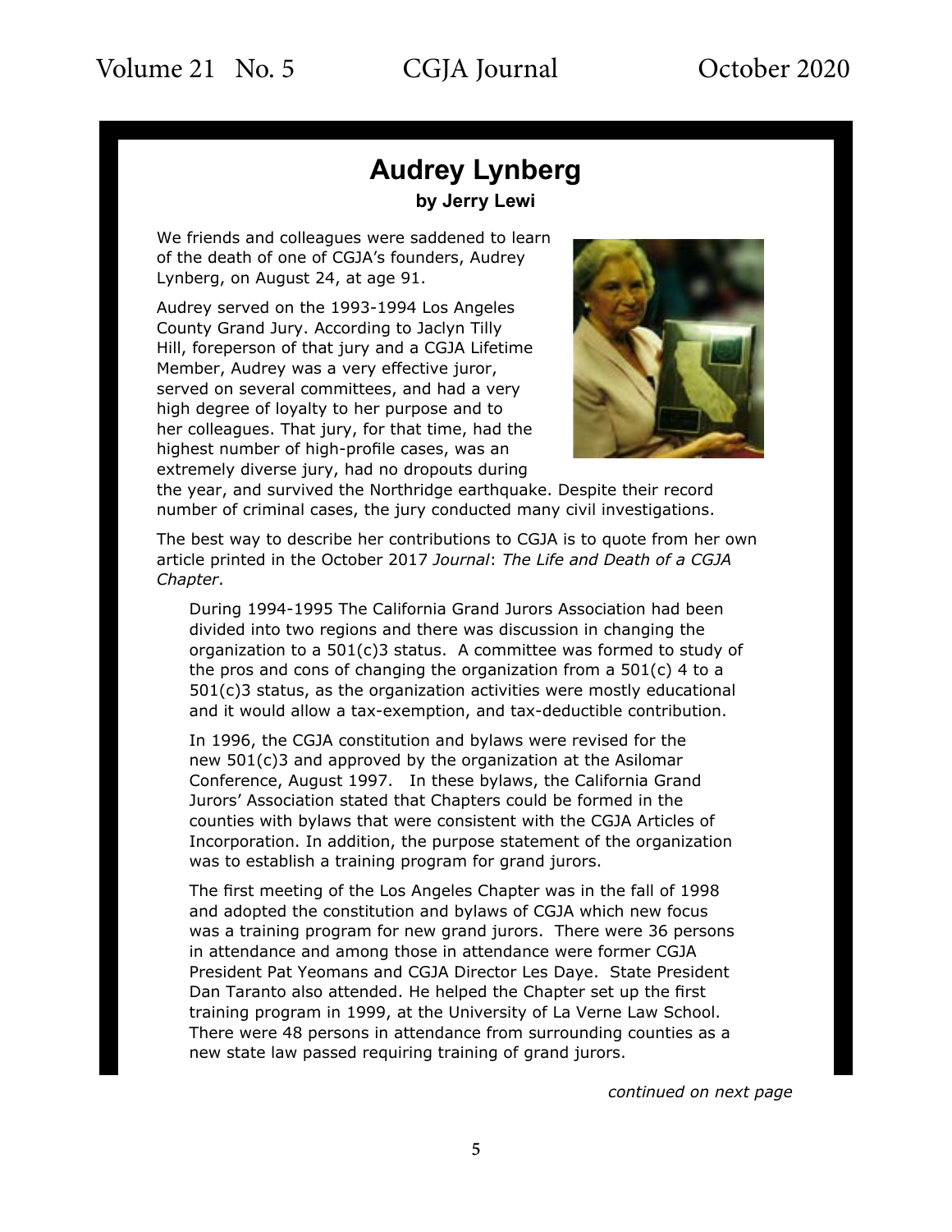# Audrey Lynberg

**by Jerry Lewi**

We friends and colleagues were saddened to learn of the death of one of CGJA's founders, Audrey Lynberg, on August 24, at age 91.

Audrey served on the 1993-1994 Los Angeles County Grand Jury. According to Jaclyn Tilly Hill, foreperson of that jury and a CGJA Lifetime Member, Audrey was a very effective juror, served on several committees, and had a very high degree of loyalty to her purpose and to her colleagues. That jury, for that time, had the highest number of high-profile cases, was an extremely diverse jury, had no dropouts during the year, and survived the Northridge earthquake. Despite their record number of criminal cases, the jury conducted many civil investigations.

The best way to describe her contributions to CGJA is to quote from her own article printed in the October 2017 *Journal*: *The Life and Death of a CGJA Chapter*.

> During 1994-1995 The California Grand Jurors Association had been divided into two regions and there was discussion in changing the organization to a 501(c)3 status. A committee was formed to study of the pros and cons of changing the organization from a 501(c) 4 to a 501(c)3 status, as the organization activities were mostly educational and it would allow a tax-exemption, and tax-deductible contribution.
>
> In 1996, the CGJA constitution and bylaws were revised for the new 501(c)3 and approved by the organization at the Asilomar Conference, August 1997. In these bylaws, the California Grand Jurors' Association stated that Chapters could be formed in the counties with bylaws that were consistent with the CGJA Articles of Incorporation. In addition, the purpose statement of the organization was to establish a training program for grand jurors.
>
> The first meeting of the Los Angeles Chapter was in the fall of 1998 and adopted the constitution and bylaws of CGJA which new focus was a training program for new grand jurors. There were 36 persons in attendance and among those in attendance were former CGJA President Pat Yeomans and CGJA Director Les Daye. State President Dan Taranto also attended. He helped the Chapter set up the first training program in 1999, at the University of La Verne Law School. There were 48 persons in attendance from surrounding counties as a new state law passed requiring training of grand jurors.

*continued on next page*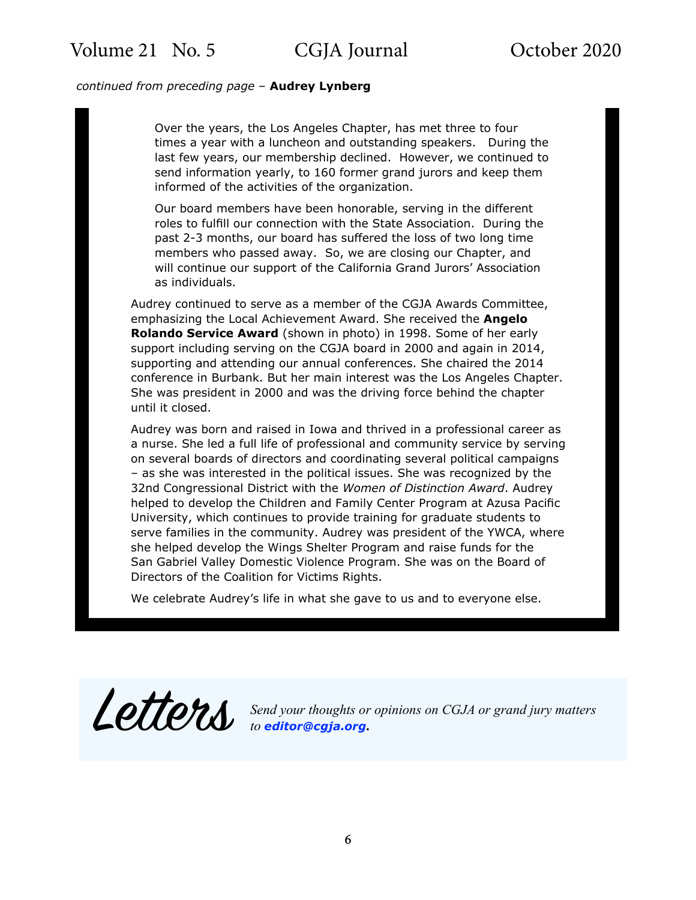*continued from preceding page* – **Audrey Lynberg**

> Over the years, the Los Angeles Chapter, has met three to four times a year with a luncheon and outstanding speakers. During the last few years, our membership declined. However, we continued to send information yearly, to 160 former grand jurors and keep them informed of the activities of the organization.
>
> Our board members have been honorable, serving in the different roles to fulfill our connection with the State Association. During the past 2-3 months, our board has suffered the loss of two long time members who passed away. So, we are closing our Chapter, and will continue our support of the California Grand Jurors' Association as individuals.

Audrey continued to serve as a member of the CGJA Awards Committee, emphasizing the Local Achievement Award. She received the **Angelo Rolando Service Award** (shown in photo) in 1998. Some of her early support including serving on the CGJA board in 2000 and again in 2014, supporting and attending our annual conferences. She chaired the 2014 conference in Burbank. But her main interest was the Los Angeles Chapter. She was president in 2000 and was the driving force behind the chapter until it closed.

Audrey was born and raised in Iowa and thrived in a professional career as a nurse. She led a full life of professional and community service by serving on several boards of directors and coordinating several political campaigns – as she was interested in the political issues. She was recognized by the 32nd Congressional District with the *Women of Distinction Award*. Audrey helped to develop the Children and Family Center Program at Azusa Pacific University, which continues to provide training for graduate students to serve families in the community. Audrey was president of the YWCA, where she helped develop the Wings Shelter Program and raise funds for the San Gabriel Valley Domestic Violence Program. She was on the Board of Directors of the Coalition for Victims Rights.

We celebrate Audrey's life in what she gave to us and to everyone else.

## Letters

*Send your thoughts or opinions on CGJA or grand jury matters to* ***editor@cgja.org.***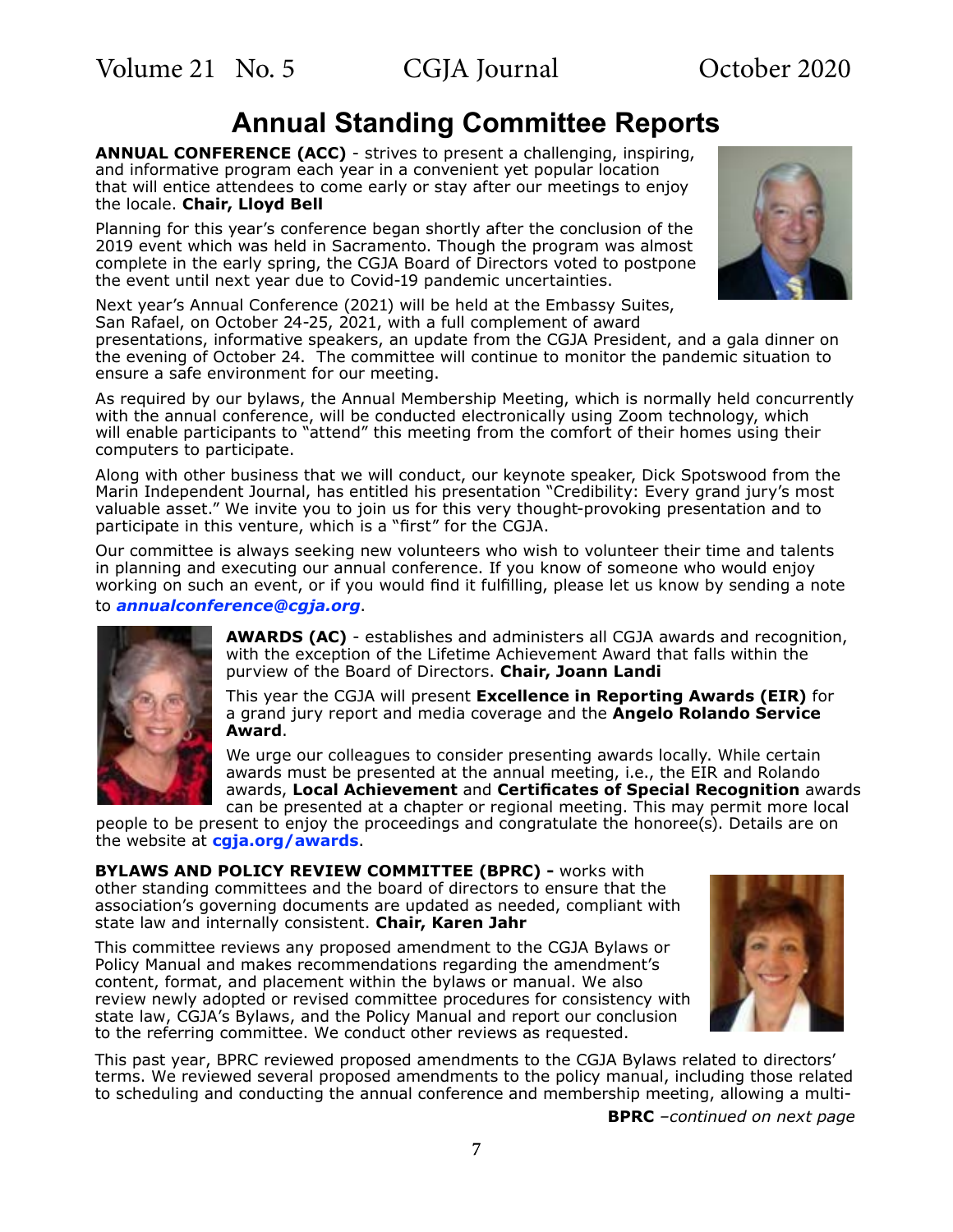# Annual Standing Committee Reports

**ANNUAL CONFERENCE (ACC)** - strives to present a challenging, inspiring, and informative program each year in a convenient yet popular location that will entice attendees to come early or stay after our meetings to enjoy the locale. **Chair, Lloyd Bell**

Planning for this year's conference began shortly after the conclusion of the 2019 event which was held in Sacramento. Though the program was almost complete in the early spring, the CGJA Board of Directors voted to postpone the event until next year due to Covid-19 pandemic uncertainties.

Next year's Annual Conference (2021) will be held at the Embassy Suites, San Rafael, on October 24-25, 2021, with a full complement of award presentations, informative speakers, an update from the CGJA President, and a gala dinner on the evening of October 24. The committee will continue to monitor the pandemic situation to ensure a safe environment for our meeting.

As required by our bylaws, the Annual Membership Meeting, which is normally held concurrently with the annual conference, will be conducted electronically using Zoom technology, which will enable participants to "attend" this meeting from the comfort of their homes using their computers to participate.

Along with other business that we will conduct, our keynote speaker, Dick Spotswood from the Marin Independent Journal, has entitled his presentation "Credibility: Every grand jury's most valuable asset." We invite you to join us for this very thought-provoking presentation and to participate in this venture, which is a "first" for the CGJA.

Our committee is always seeking new volunteers who wish to volunteer their time and talents in planning and executing our annual conference. If you know of someone who would enjoy working on such an event, or if you would find it fulfilling, please let us know by sending a note to ***annualconference@cgja.org***.

**AWARDS (AC)** - establishes and administers all CGJA awards and recognition, with the exception of the Lifetime Achievement Award that falls within the purview of the Board of Directors. **Chair, Joann Landi**

This year the CGJA will present **Excellence in Reporting Awards (EIR)** for a grand jury report and media coverage and the **Angelo Rolando Service Award**.

We urge our colleagues to consider presenting awards locally. While certain awards must be presented at the annual meeting, i.e., the EIR and Rolando awards, **Local Achievement** and **Certificates of Special Recognition** awards can be presented at a chapter or regional meeting. This may permit more local people to be present to enjoy the proceedings and congratulate the honoree(s). Details are on the website at **cgja.org/awards**.

**BYLAWS AND POLICY REVIEW COMMITTEE (BPRC) -** works with other standing committees and the board of directors to ensure that the association's governing documents are updated as needed, compliant with state law and internally consistent. **Chair, Karen Jahr**

This committee reviews any proposed amendment to the CGJA Bylaws or Policy Manual and makes recommendations regarding the amendment's content, format, and placement within the bylaws or manual. We also review newly adopted or revised committee procedures for consistency with state law, CGJA's Bylaws, and the Policy Manual and report our conclusion to the referring committee. We conduct other reviews as requested.

This past year, BPRC reviewed proposed amendments to the CGJA Bylaws related to directors' terms. We reviewed several proposed amendments to the policy manual, including those related to scheduling and conducting the annual conference and membership meeting, allowing a multi-

**BPRC** –*continued on next page*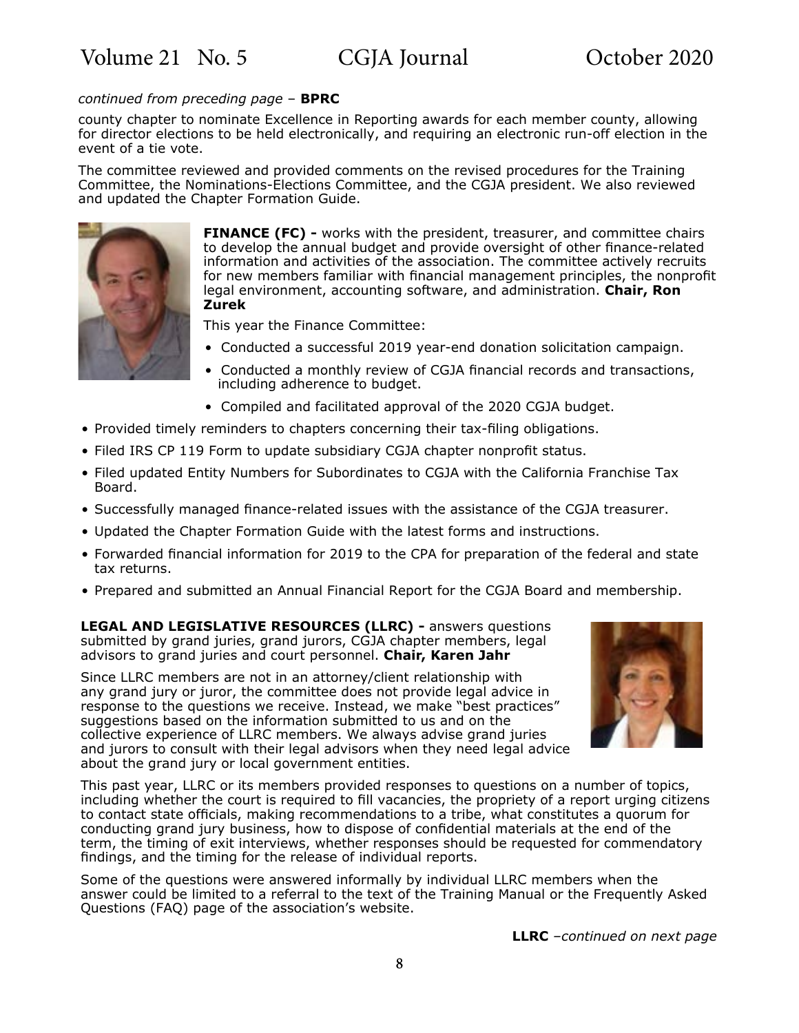*continued from preceding page* – **BPRC**

county chapter to nominate Excellence in Reporting awards for each member county, allowing for director elections to be held electronically, and requiring an electronic run-off election in the event of a tie vote.

The committee reviewed and provided comments on the revised procedures for the Training Committee, the Nominations-Elections Committee, and the CGJA president. We also reviewed and updated the Chapter Formation Guide.

**FINANCE (FC) -** works with the president, treasurer, and committee chairs to develop the annual budget and provide oversight of other finance-related information and activities of the association. The committee actively recruits for new members familiar with financial management principles, the nonprofit legal environment, accounting software, and administration. **Chair, Ron Zurek**

This year the Finance Committee:

- Conducted a successful 2019 year-end donation solicitation campaign.
- Conducted a monthly review of CGJA financial records and transactions, including adherence to budget.
- Compiled and facilitated approval of the 2020 CGJA budget.
- Provided timely reminders to chapters concerning their tax-filing obligations.
- Filed IRS CP 119 Form to update subsidiary CGJA chapter nonprofit status.
- Filed updated Entity Numbers for Subordinates to CGJA with the California Franchise Tax Board.
- Successfully managed finance-related issues with the assistance of the CGJA treasurer.
- Updated the Chapter Formation Guide with the latest forms and instructions.
- Forwarded financial information for 2019 to the CPA for preparation of the federal and state tax returns.
- Prepared and submitted an Annual Financial Report for the CGJA Board and membership.

**LEGAL AND LEGISLATIVE RESOURCES (LLRC) -** answers questions submitted by grand juries, grand jurors, CGJA chapter members, legal advisors to grand juries and court personnel. **Chair, Karen Jahr**

Since LLRC members are not in an attorney/client relationship with any grand jury or juror, the committee does not provide legal advice in response to the questions we receive. Instead, we make "best practices" suggestions based on the information submitted to us and on the collective experience of LLRC members. We always advise grand juries and jurors to consult with their legal advisors when they need legal advice about the grand jury or local government entities.

This past year, LLRC or its members provided responses to questions on a number of topics, including whether the court is required to fill vacancies, the propriety of a report urging citizens to contact state officials, making recommendations to a tribe, what constitutes a quorum for conducting grand jury business, how to dispose of confidential materials at the end of the term, the timing of exit interviews, whether responses should be requested for commendatory findings, and the timing for the release of individual reports.

Some of the questions were answered informally by individual LLRC members when the answer could be limited to a referral to the text of the Training Manual or the Frequently Asked Questions (FAQ) page of the association's website.

**LLRC** –*continued on next page*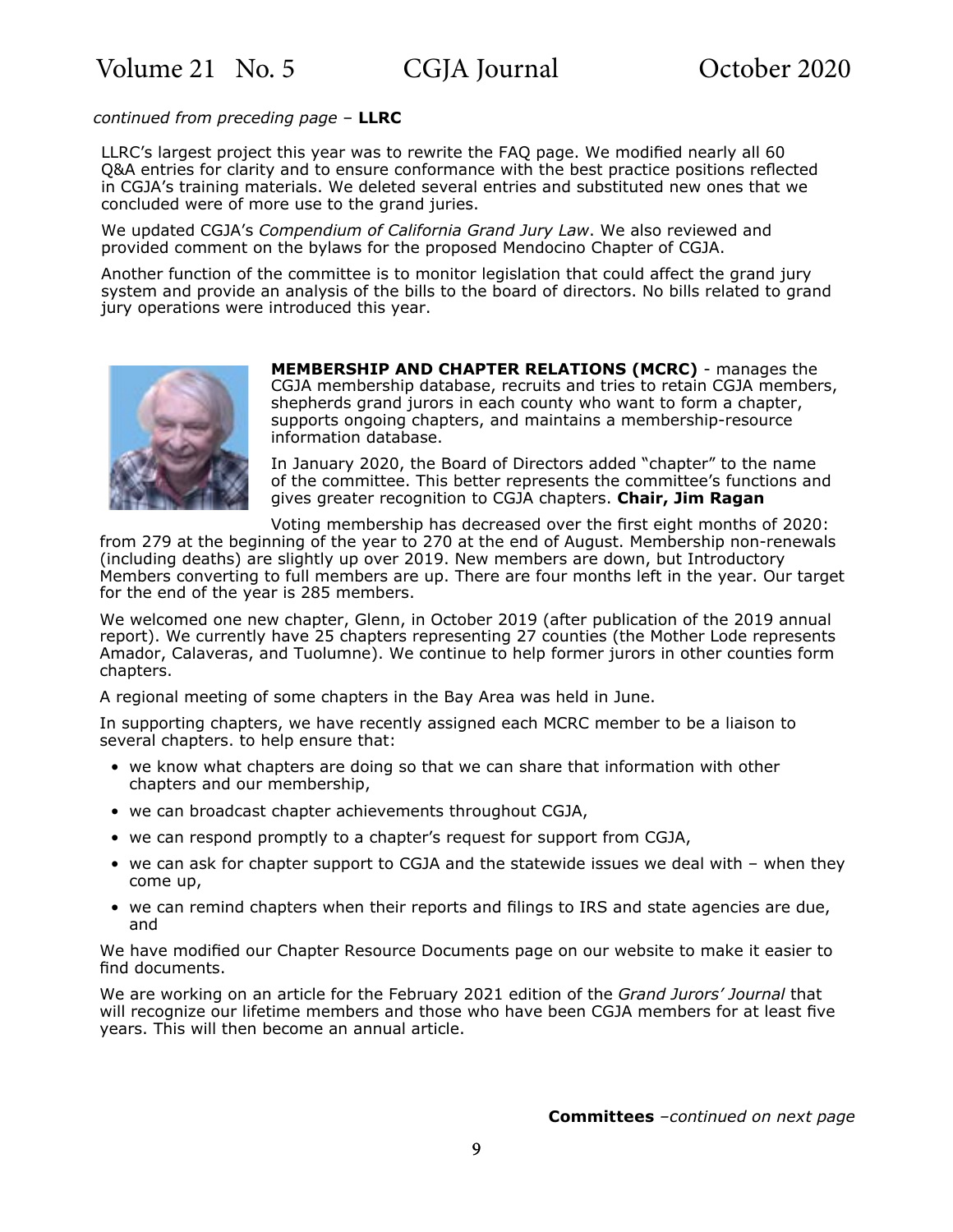*continued from preceding page* – **LLRC**

LLRC's largest project this year was to rewrite the FAQ page. We modified nearly all 60 Q&A entries for clarity and to ensure conformance with the best practice positions reflected in CGJA's training materials. We deleted several entries and substituted new ones that we concluded were of more use to the grand juries.

We updated CGJA's *Compendium of California Grand Jury Law*. We also reviewed and provided comment on the bylaws for the proposed Mendocino Chapter of CGJA.

Another function of the committee is to monitor legislation that could affect the grand jury system and provide an analysis of the bills to the board of directors. No bills related to grand jury operations were introduced this year.

**MEMBERSHIP AND CHAPTER RELATIONS (MCRC)** - manages the CGJA membership database, recruits and tries to retain CGJA members, shepherds grand jurors in each county who want to form a chapter, supports ongoing chapters, and maintains a membership-resource information database.

In January 2020, the Board of Directors added "chapter" to the name of the committee. This better represents the committee's functions and gives greater recognition to CGJA chapters. **Chair, Jim Ragan**

Voting membership has decreased over the first eight months of 2020: from 279 at the beginning of the year to 270 at the end of August. Membership non-renewals (including deaths) are slightly up over 2019. New members are down, but Introductory Members converting to full members are up. There are four months left in the year. Our target for the end of the year is 285 members.

We welcomed one new chapter, Glenn, in October 2019 (after publication of the 2019 annual report). We currently have 25 chapters representing 27 counties (the Mother Lode represents Amador, Calaveras, and Tuolumne). We continue to help former jurors in other counties form chapters.

A regional meeting of some chapters in the Bay Area was held in June.

In supporting chapters, we have recently assigned each MCRC member to be a liaison to several chapters. to help ensure that:

- we know what chapters are doing so that we can share that information with other chapters and our membership,
- we can broadcast chapter achievements throughout CGJA,
- we can respond promptly to a chapter's request for support from CGJA,
- we can ask for chapter support to CGJA and the statewide issues we deal with – when they come up,
- we can remind chapters when their reports and filings to IRS and state agencies are due, and

We have modified our Chapter Resource Documents page on our website to make it easier to find documents.

We are working on an article for the February 2021 edition of the *Grand Jurors' Journal* that will recognize our lifetime members and those who have been CGJA members for at least five years. This will then become an annual article.

**Committees** –*continued on next page*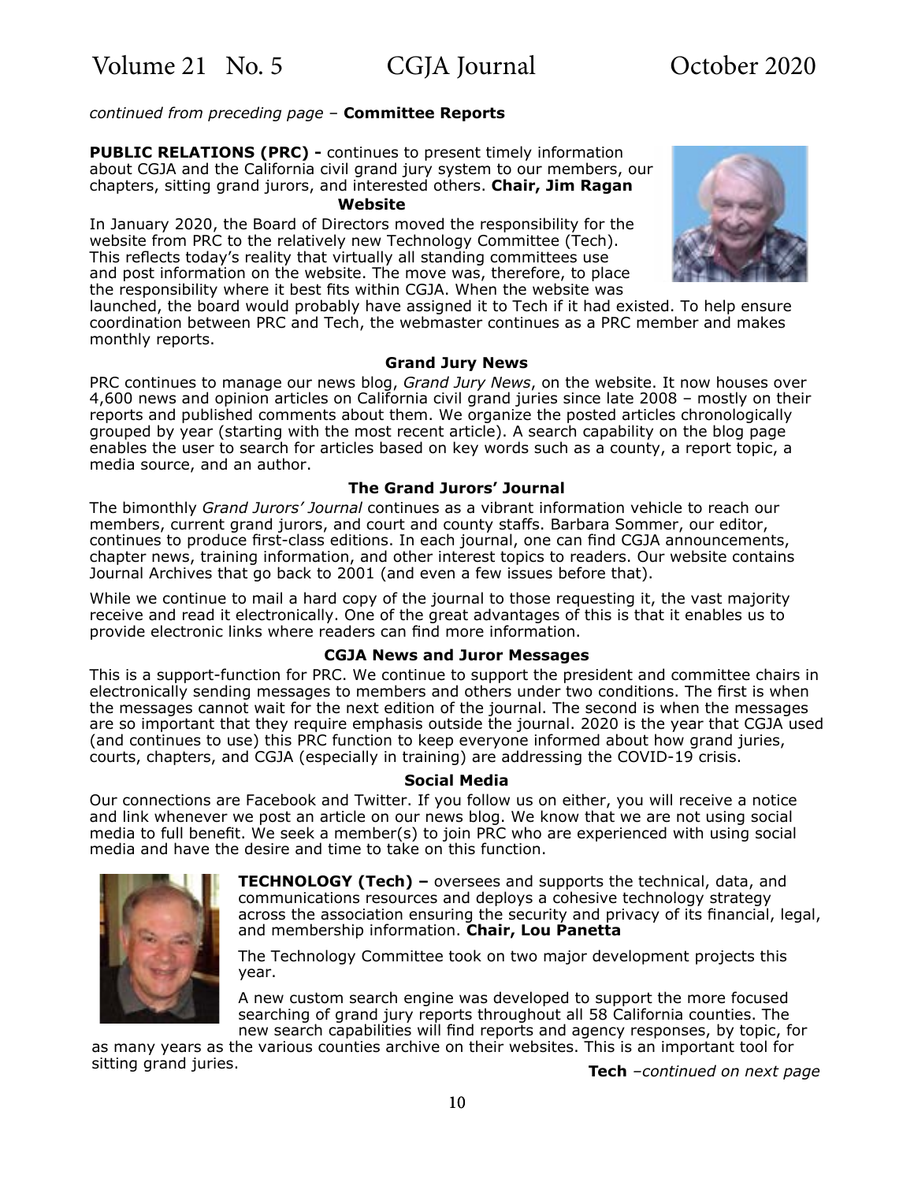*continued from preceding page* – **Committee Reports**

**PUBLIC RELATIONS (PRC) -** continues to present timely information about CGJA and the California civil grand jury system to our members, our chapters, sitting grand jurors, and interested others. **Chair, Jim Ragan**

#### Website

In January 2020, the Board of Directors moved the responsibility for the website from PRC to the relatively new Technology Committee (Tech). This reflects today's reality that virtually all standing committees use and post information on the website. The move was, therefore, to place the responsibility where it best fits within CGJA. When the website was launched, the board would probably have assigned it to Tech if it had existed. To help ensure coordination between PRC and Tech, the webmaster continues as a PRC member and makes monthly reports.

#### Grand Jury News

PRC continues to manage our news blog, *Grand Jury News*, on the website. It now houses over 4,600 news and opinion articles on California civil grand juries since late 2008 – mostly on their reports and published comments about them. We organize the posted articles chronologically grouped by year (starting with the most recent article). A search capability on the blog page enables the user to search for articles based on key words such as a county, a report topic, a media source, and an author.

#### The Grand Jurors' Journal

The bimonthly *Grand Jurors' Journal* continues as a vibrant information vehicle to reach our members, current grand jurors, and court and county staffs. Barbara Sommer, our editor, continues to produce first-class editions. In each journal, one can find CGJA announcements, chapter news, training information, and other interest topics to readers. Our website contains Journal Archives that go back to 2001 (and even a few issues before that).

While we continue to mail a hard copy of the journal to those requesting it, the vast majority receive and read it electronically. One of the great advantages of this is that it enables us to provide electronic links where readers can find more information.

#### CGJA News and Juror Messages

This is a support-function for PRC. We continue to support the president and committee chairs in electronically sending messages to members and others under two conditions. The first is when the messages cannot wait for the next edition of the journal. The second is when the messages are so important that they require emphasis outside the journal. 2020 is the year that CGJA used (and continues to use) this PRC function to keep everyone informed about how grand juries, courts, chapters, and CGJA (especially in training) are addressing the COVID-19 crisis.

#### Social Media

Our connections are Facebook and Twitter. If you follow us on either, you will receive a notice and link whenever we post an article on our news blog. We know that we are not using social media to full benefit. We seek a member(s) to join PRC who are experienced with using social media and have the desire and time to take on this function.

**TECHNOLOGY (Tech) –** oversees and supports the technical, data, and communications resources and deploys a cohesive technology strategy across the association ensuring the security and privacy of its financial, legal, and membership information. **Chair, Lou Panetta**

The Technology Committee took on two major development projects this year.

A new custom search engine was developed to support the more focused searching of grand jury reports throughout all 58 California counties. The new search capabilities will find reports and agency responses, by topic, for as many years as the various counties archive on their websites. This is an important tool for sitting grand juries.

**Tech** –*continued on next page*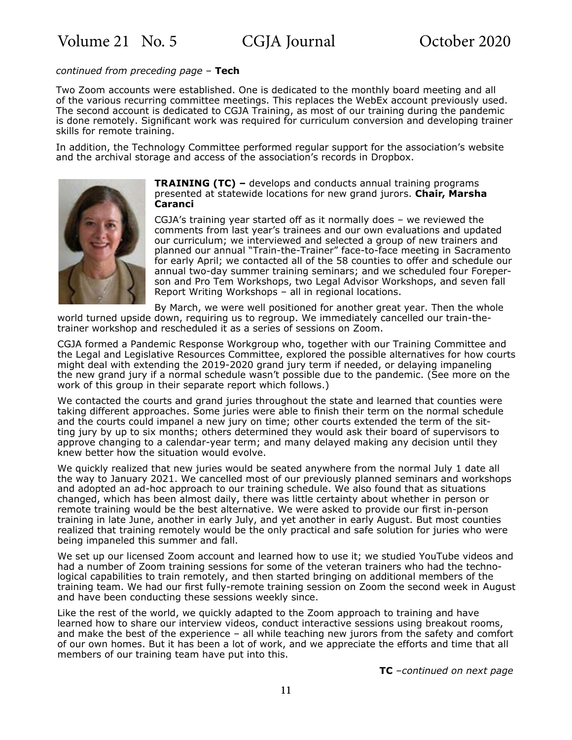*continued from preceding page* – **Tech**

Two Zoom accounts were established. One is dedicated to the monthly board meeting and all of the various recurring committee meetings. This replaces the WebEx account previously used. The second account is dedicated to CGJA Training, as most of our training during the pandemic is done remotely. Significant work was required for curriculum conversion and developing trainer skills for remote training.

In addition, the Technology Committee performed regular support for the association's website and the archival storage and access of the association's records in Dropbox.

**TRAINING (TC) –** develops and conducts annual training programs presented at statewide locations for new grand jurors. **Chair, Marsha Caranci**

CGJA's training year started off as it normally does – we reviewed the comments from last year's trainees and our own evaluations and updated our curriculum; we interviewed and selected a group of new trainers and planned our annual "Train-the-Trainer" face-to-face meeting in Sacramento for early April; we contacted all of the 58 counties to offer and schedule our annual two-day summer training seminars; and we scheduled four Foreperson and Pro Tem Workshops, two Legal Advisor Workshops, and seven fall Report Writing Workshops – all in regional locations.

By March, we were well positioned for another great year. Then the whole world turned upside down, requiring us to regroup. We immediately cancelled our train-the-trainer workshop and rescheduled it as a series of sessions on Zoom.

CGJA formed a Pandemic Response Workgroup who, together with our Training Committee and the Legal and Legislative Resources Committee, explored the possible alternatives for how courts might deal with extending the 2019-2020 grand jury term if needed, or delaying impaneling the new grand jury if a normal schedule wasn't possible due to the pandemic. (See more on the work of this group in their separate report which follows.)

We contacted the courts and grand juries throughout the state and learned that counties were taking different approaches. Some juries were able to finish their term on the normal schedule and the courts could impanel a new jury on time; other courts extended the term of the sitting jury by up to six months; others determined they would ask their board of supervisors to approve changing to a calendar-year term; and many delayed making any decision until they knew better how the situation would evolve.

We quickly realized that new juries would be seated anywhere from the normal July 1 date all the way to January 2021. We cancelled most of our previously planned seminars and workshops and adopted an ad-hoc approach to our training schedule. We also found that as situations changed, which has been almost daily, there was little certainty about whether in person or remote training would be the best alternative. We were asked to provide our first in-person training in late June, another in early July, and yet another in early August. But most counties realized that training remotely would be the only practical and safe solution for juries who were being impaneled this summer and fall.

We set up our licensed Zoom account and learned how to use it; we studied YouTube videos and had a number of Zoom training sessions for some of the veteran trainers who had the technological capabilities to train remotely, and then started bringing on additional members of the training team. We had our first fully-remote training session on Zoom the second week in August and have been conducting these sessions weekly since.

Like the rest of the world, we quickly adapted to the Zoom approach to training and have learned how to share our interview videos, conduct interactive sessions using breakout rooms, and make the best of the experience – all while teaching new jurors from the safety and comfort of our own homes. But it has been a lot of work, and we appreciate the efforts and time that all members of our training team have put into this.

**TC** –*continued on next page*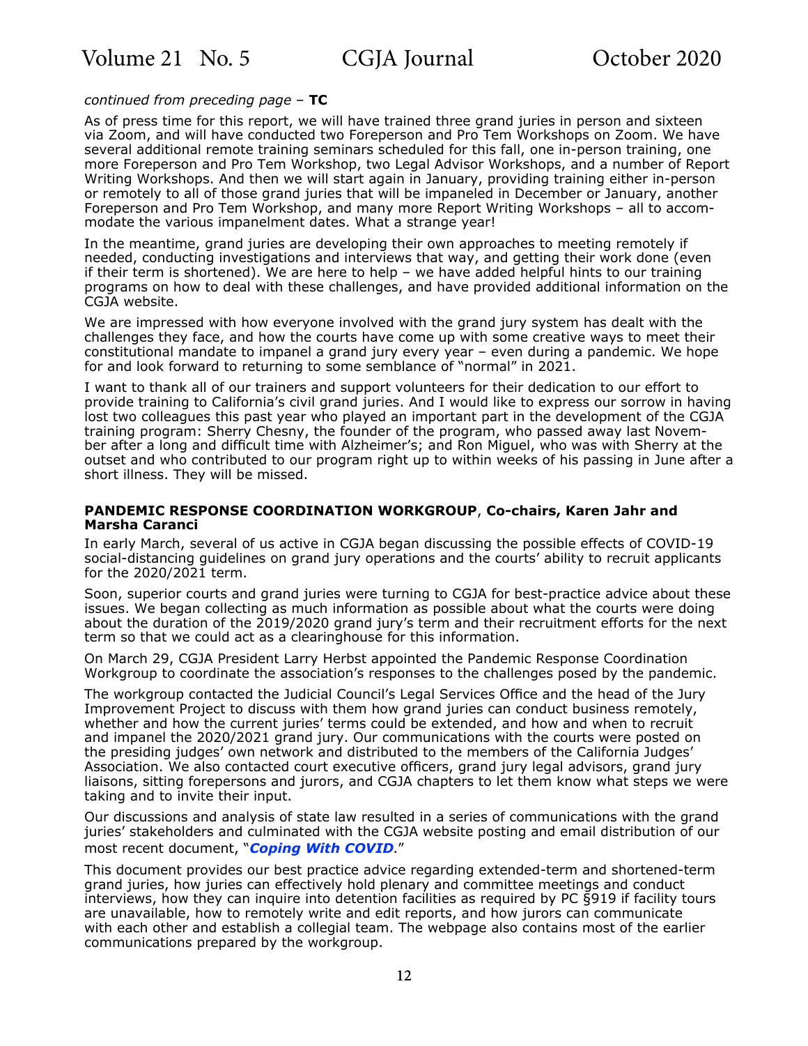*continued from preceding page* – **TC**

As of press time for this report, we will have trained three grand juries in person and sixteen via Zoom, and will have conducted two Foreperson and Pro Tem Workshops on Zoom. We have several additional remote training seminars scheduled for this fall, one in-person training, one more Foreperson and Pro Tem Workshop, two Legal Advisor Workshops, and a number of Report Writing Workshops. And then we will start again in January, providing training either in-person or remotely to all of those grand juries that will be impaneled in December or January, another Foreperson and Pro Tem Workshop, and many more Report Writing Workshops – all to accommodate the various impanelment dates. What a strange year!

In the meantime, grand juries are developing their own approaches to meeting remotely if needed, conducting investigations and interviews that way, and getting their work done (even if their term is shortened). We are here to help – we have added helpful hints to our training programs on how to deal with these challenges, and have provided additional information on the CGJA website.

We are impressed with how everyone involved with the grand jury system has dealt with the challenges they face, and how the courts have come up with some creative ways to meet their constitutional mandate to impanel a grand jury every year – even during a pandemic. We hope for and look forward to returning to some semblance of "normal" in 2021.

I want to thank all of our trainers and support volunteers for their dedication to our effort to provide training to California's civil grand juries. And I would like to express our sorrow in having lost two colleagues this past year who played an important part in the development of the CGJA training program: Sherry Chesny, the founder of the program, who passed away last November after a long and difficult time with Alzheimer's; and Ron Miguel, who was with Sherry at the outset and who contributed to our program right up to within weeks of his passing in June after a short illness. They will be missed.

**PANDEMIC RESPONSE COORDINATION WORKGROUP**, **Co-chairs, Karen Jahr and Marsha Caranci**

In early March, several of us active in CGJA began discussing the possible effects of COVID-19 social-distancing guidelines on grand jury operations and the courts' ability to recruit applicants for the 2020/2021 term.

Soon, superior courts and grand juries were turning to CGJA for best-practice advice about these issues. We began collecting as much information as possible about what the courts were doing about the duration of the 2019/2020 grand jury's term and their recruitment efforts for the next term so that we could act as a clearinghouse for this information.

On March 29, CGJA President Larry Herbst appointed the Pandemic Response Coordination Workgroup to coordinate the association's responses to the challenges posed by the pandemic.

The workgroup contacted the Judicial Council's Legal Services Office and the head of the Jury Improvement Project to discuss with them how grand juries can conduct business remotely, whether and how the current juries' terms could be extended, and how and when to recruit and impanel the 2020/2021 grand jury. Our communications with the courts were posted on the presiding judges' own network and distributed to the members of the California Judges' Association. We also contacted court executive officers, grand jury legal advisors, grand jury liaisons, sitting forepersons and jurors, and CGJA chapters to let them know what steps we were taking and to invite their input.

Our discussions and analysis of state law resulted in a series of communications with the grand juries' stakeholders and culminated with the CGJA website posting and email distribution of our most recent document, "***Coping With COVID***."

This document provides our best practice advice regarding extended-term and shortened-term grand juries, how juries can effectively hold plenary and committee meetings and conduct interviews, how they can inquire into detention facilities as required by PC §919 if facility tours are unavailable, how to remotely write and edit reports, and how jurors can communicate with each other and establish a collegial team. The webpage also contains most of the earlier communications prepared by the workgroup.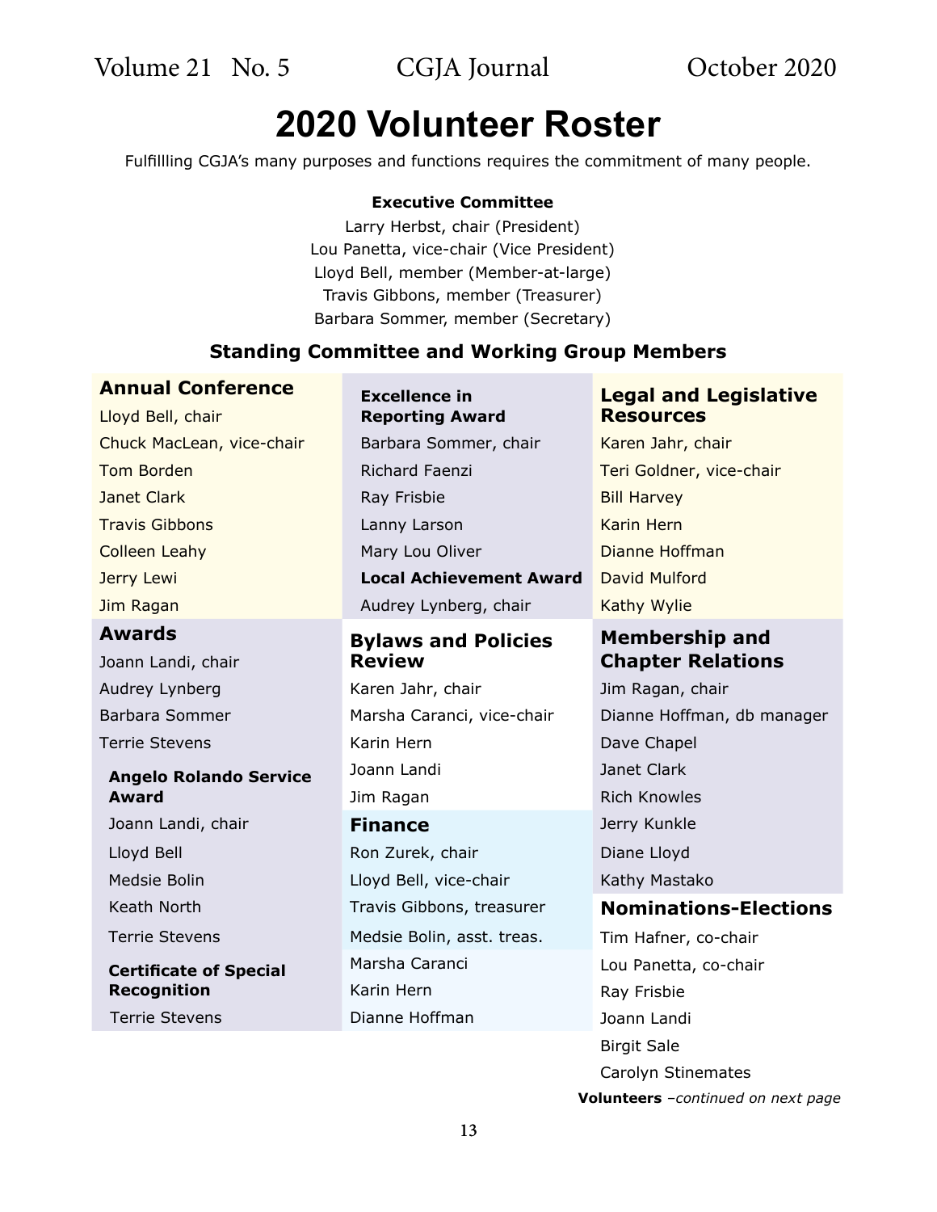# 2020 Volunteer Roster

Fulfillling CGJA's many purposes and functions requires the commitment of many people.

**Executive Committee**

Larry Herbst, chair (President)
Lou Panetta, vice-chair (Vice President)
Lloyd Bell, member (Member-at-large)
Travis Gibbons, member (Treasurer)
Barbara Sommer, member (Secretary)

## Standing Committee and Working Group Members

### Annual Conference

Lloyd Bell, chair
Chuck MacLean, vice-chair
Tom Borden
Janet Clark
Travis Gibbons
Colleen Leahy
Jerry Lewi
Jim Ragan

### Awards

Joann Landi, chair
Audrey Lynberg
Barbara Sommer
Terrie Stevens

**Angelo Rolando Service Award**

Joann Landi, chair
Lloyd Bell
Medsie Bolin
Keath North
Terrie Stevens

**Certificate of Special Recognition**

Terrie Stevens

**Excellence in Reporting Award**

Barbara Sommer, chair
Richard Faenzi
Ray Frisbie
Lanny Larson
Mary Lou Oliver

**Local Achievement Award**

Audrey Lynberg, chair

### Bylaws and Policies Review

Karen Jahr, chair
Marsha Caranci, vice-chair
Karin Hern
Joann Landi
Jim Ragan

### Finance

Ron Zurek, chair
Lloyd Bell, vice-chair
Travis Gibbons, treasurer
Medsie Bolin, asst. treas.
Marsha Caranci
Karin Hern
Dianne Hoffman

### Legal and Legislative Resources

Karen Jahr, chair
Teri Goldner, vice-chair
Bill Harvey
Karin Hern
Dianne Hoffman
David Mulford
Kathy Wylie

### Membership and Chapter Relations

Jim Ragan, chair
Dianne Hoffman, db manager
Dave Chapel
Janet Clark
Rich Knowles
Jerry Kunkle
Diane Lloyd
Kathy Mastako

### Nominations-Elections

Tim Hafner, co-chair
Lou Panetta, co-chair
Ray Frisbie
Joann Landi
Birgit Sale
Carolyn Stinemates

**Volunteers** *–continued on next page*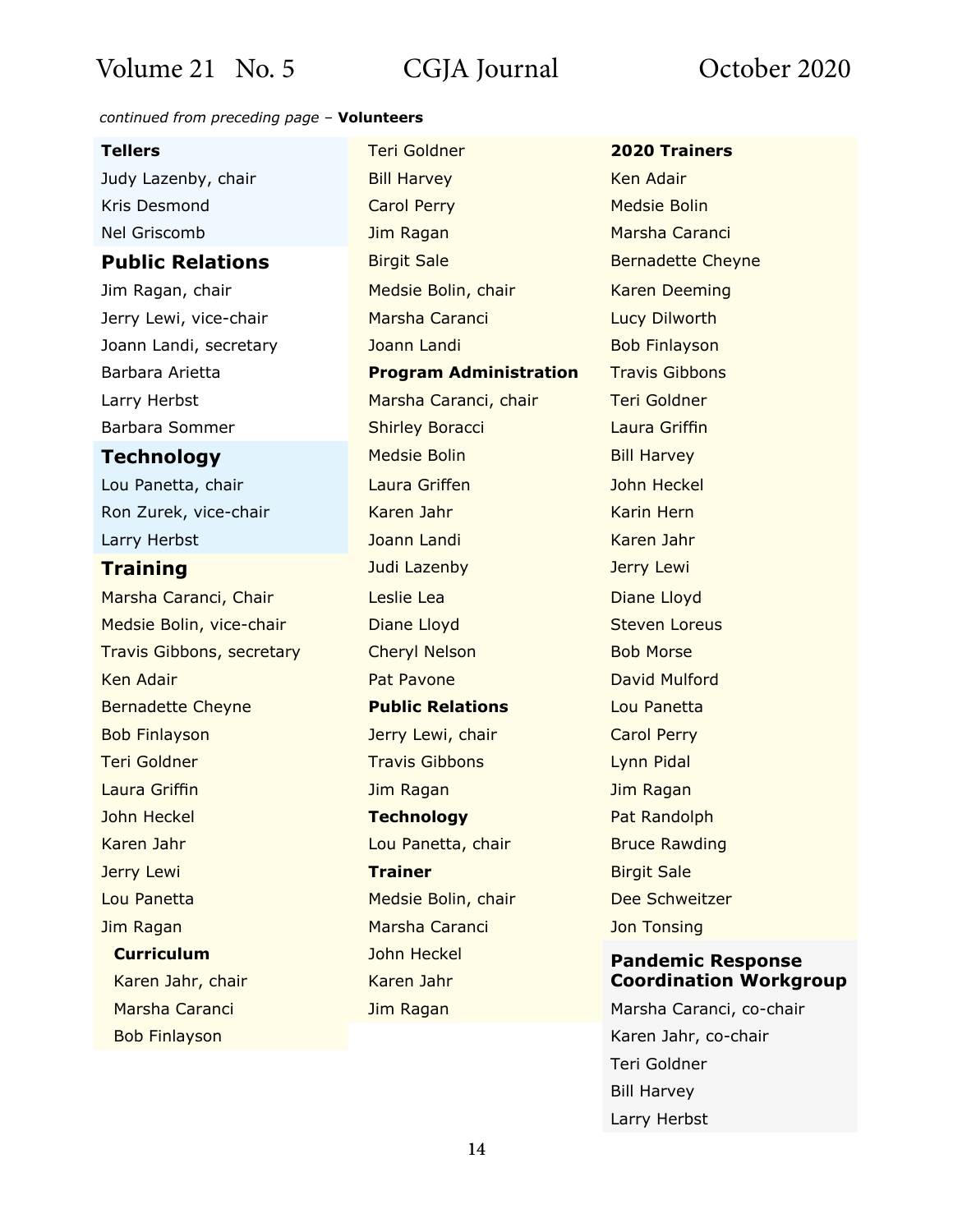*continued from preceding page* – **Volunteers**

**Tellers**

Judy Lazenby, chair
Kris Desmond
Nel Griscomb

### Public Relations

Jim Ragan, chair
Jerry Lewi, vice-chair
Joann Landi, secretary
Barbara Arietta
Larry Herbst
Barbara Sommer

### Technology

Lou Panetta, chair
Ron Zurek, vice-chair
Larry Herbst

### Training

Marsha Caranci, Chair
Medsie Bolin, vice-chair
Travis Gibbons, secretary
Ken Adair
Bernadette Cheyne
Bob Finlayson
Teri Goldner
Laura Griffin
John Heckel
Karen Jahr
Jerry Lewi
Lou Panetta
Jim Ragan

**Curriculum**

Karen Jahr, chair
Marsha Caranci
Bob Finlayson
Teri Goldner
Bill Harvey
Carol Perry
Jim Ragan
Birgit Sale
Medsie Bolin, chair
Marsha Caranci
Joann Landi

**Program Administration**

Marsha Caranci, chair
Shirley Boracci
Medsie Bolin
Laura Griffen
Karen Jahr
Joann Landi
Judi Lazenby
Leslie Lea
Diane Lloyd
Cheryl Nelson
Pat Pavone

**Public Relations**

Jerry Lewi, chair
Travis Gibbons
Jim Ragan

**Technology**

Lou Panetta, chair

**Trainer**

Medsie Bolin, chair
Marsha Caranci
John Heckel
Karen Jahr
Jim Ragan

**2020 Trainers**

Ken Adair
Medsie Bolin
Marsha Caranci
Bernadette Cheyne
Karen Deeming
Lucy Dilworth
Bob Finlayson
Travis Gibbons
Teri Goldner
Laura Griffin
Bill Harvey
John Heckel
Karin Hern
Karen Jahr
Jerry Lewi
Diane Lloyd
Steven Loreus
Bob Morse
David Mulford
Lou Panetta
Carol Perry
Lynn Pidal
Jim Ragan
Pat Randolph
Bruce Rawding
Birgit Sale
Dee Schweitzer
Jon Tonsing

**Pandemic Response Coordination Workgroup**

Marsha Caranci, co-chair
Karen Jahr, co-chair
Teri Goldner
Bill Harvey
Larry Herbst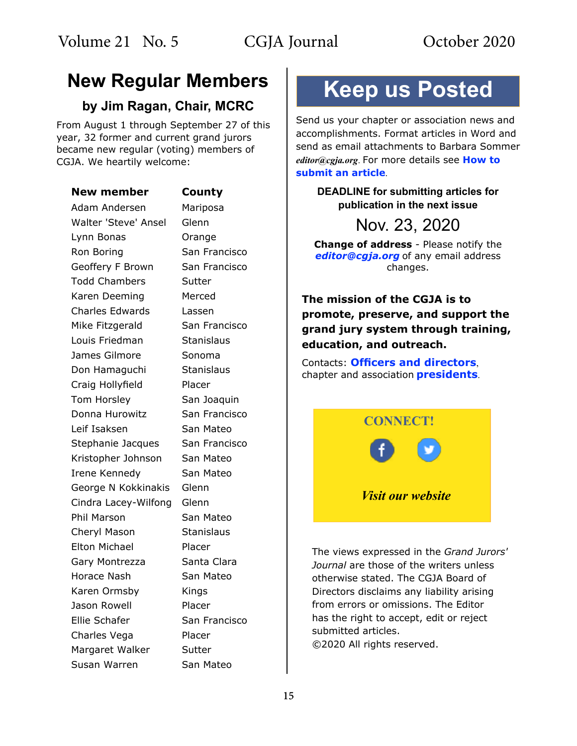# New Regular Members

### by Jim Ragan, Chair, MCRC

From August 1 through September 27 of this year, 32 former and current grand jurors became new regular (voting) members of CGJA. We heartily welcome:

| New member | County |
|---|---|
| Adam Andersen | Mariposa |
| Walter 'Steve' Ansel | Glenn |
| Lynn Bonas | Orange |
| Ron Boring | San Francisco |
| Geoffery F Brown | San Francisco |
| Todd Chambers | Sutter |
| Karen Deeming | Merced |
| Charles Edwards | Lassen |
| Mike Fitzgerald | San Francisco |
| Louis Friedman | Stanislaus |
| James Gilmore | Sonoma |
| Don Hamaguchi | Stanislaus |
| Craig Hollyfield | Placer |
| Tom Horsley | San Joaquin |
| Donna Hurowitz | San Francisco |
| Leif Isaksen | San Mateo |
| Stephanie Jacques | San Francisco |
| Kristopher Johnson | San Mateo |
| Irene Kennedy | San Mateo |
| George N Kokkinakis | Glenn |
| Cindra Lacey-Wilfong | Glenn |
| Phil Marson | San Mateo |
| Cheryl Mason | Stanislaus |
| Elton Michael | Placer |
| Gary Montrezza | Santa Clara |
| Horace Nash | San Mateo |
| Karen Ormsby | Kings |
| Jason Rowell | Placer |
| Ellie Schafer | San Francisco |
| Charles Vega | Placer |
| Margaret Walker | Sutter |
| Susan Warren | San Mateo |

# Keep us Posted

Send us your chapter or association news and accomplishments. Format articles in Word and send as email attachments to Barbara Sommer *editor@cgja.org*. For more details see **How to submit an article**.

**DEADLINE for submitting articles for publication in the next issue**

Nov. 23, 2020

**Change of address** - Please notify the ***editor@cgja.org*** of any email address changes.

**The mission of the CGJA is to promote, preserve, and support the grand jury system through training, education, and outreach.**

Contacts: **Officers and directors**, chapter and association **presidents**.

**CONNECT!**

***Visit our website***

The views expressed in the *Grand Jurors' Journal* are those of the writers unless otherwise stated. The CGJA Board of Directors disclaims any liability arising from errors or omissions. The Editor has the right to accept, edit or reject submitted articles.
©2020 All rights reserved.